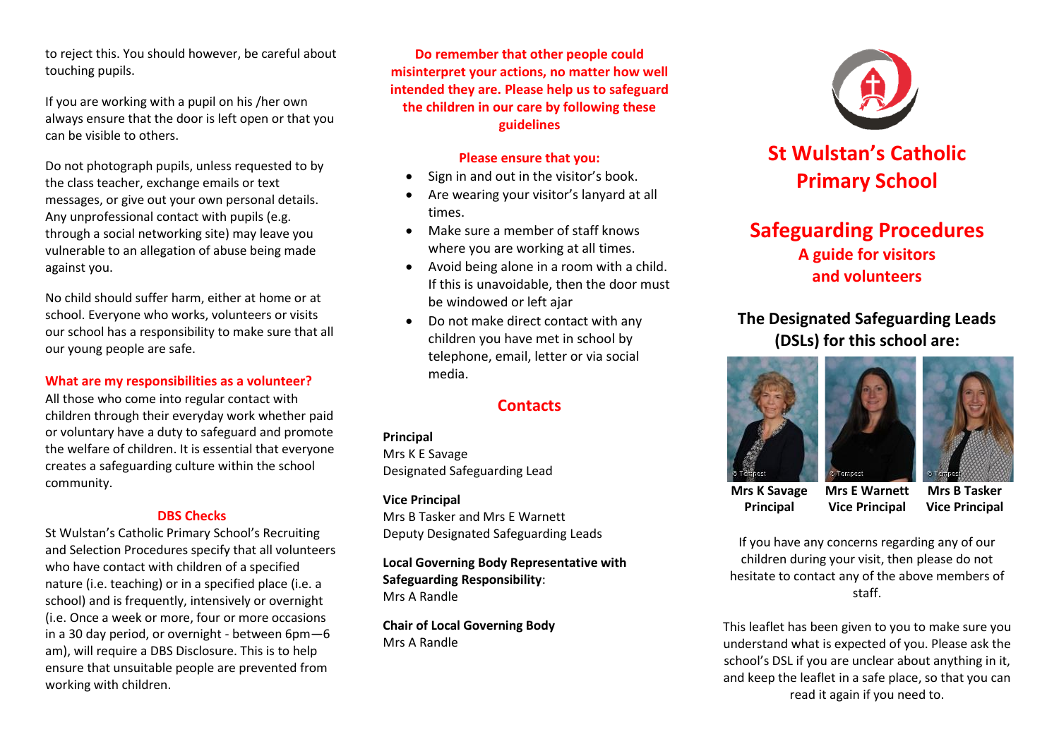to reject this. You should however, be careful about touching pupils.

If you are working with a pupil on his /her own always ensure that the door is left open or that you can be visible to others.

Do not photograph pupils, unless requested to by the class teacher, exchange emails or text messages, or give out your own personal details. Any unprofessional contact with pupils (e.g. through a social networking site) may leave you vulnerable to an allegation of abuse being made against you.

No child should suffer harm, either at home or at school. Everyone who works, volunteers or visits our school has a responsibility to make sure that all our young people are safe.

### What are my responsibilities as a volunteer?

All those who come into regular contact with children through their everyday work whether paid or voluntary have a duty to safeguard and promote the welfare of children. It is essential that everyone creates a safeguarding culture within the school community.

### DBS Checks

St Wulstan's Catholic Primary School's Recruiting and Selection Procedures specify that all volunteers who have contact with children of a specified nature (i.e. teaching) or in a specified place (i.e. a school) and is frequently, intensively or overnight (i.e. Once a week or more, four or more occasions in a 30 day period, or overnight - between 6pm—6 am), will require a DBS Disclosure. This is to help ensure that unsuitable people are prevented from working with children.

**Do remember that other people could misinterpret your actions, no matter how well intended they are. Please help us to safeguard the children in our care by following these guidelines**

**Please ensure that you:**

- Sign in and out in the visitor's book.
- Are wearing your visitor's lanyard at all times.
- Make sure a member of staff knows where you are working at all times.
- Avoid being alone in a room with a child. If this is unavoidable, then the door must be windowed or left ajar
- Do not make direct contact with any children you have met in school by telephone, email, letter or via social media.

## Contacts

**Principal**
Mrs K E Savage
Designated Safeguarding Lead

**Vice Principal**
Mrs B Tasker and Mrs E Warnett
Deputy Designated Safeguarding Leads

**Local Governing Body Representative with Safeguarding Responsibility**:
Mrs A Randle

**Chair of Local Governing Body**
Mrs A Randle

# St Wulstan's Catholic Primary School

## Safeguarding Procedures

### A guide for visitors and volunteers

### The Designated Safeguarding Leads (DSLs) for this school are:

| Mrs K Savage | Mrs E Warnett | Mrs B Tasker |
|---|---|---|
| Principal | Vice Principal | Vice Principal |

If you have any concerns regarding any of our children during your visit, then please do not hesitate to contact any of the above members of staff.

This leaflet has been given to you to make sure you understand what is expected of you. Please ask the school's DSL if you are unclear about anything in it, and keep the leaflet in a safe place, so that you can read it again if you need to.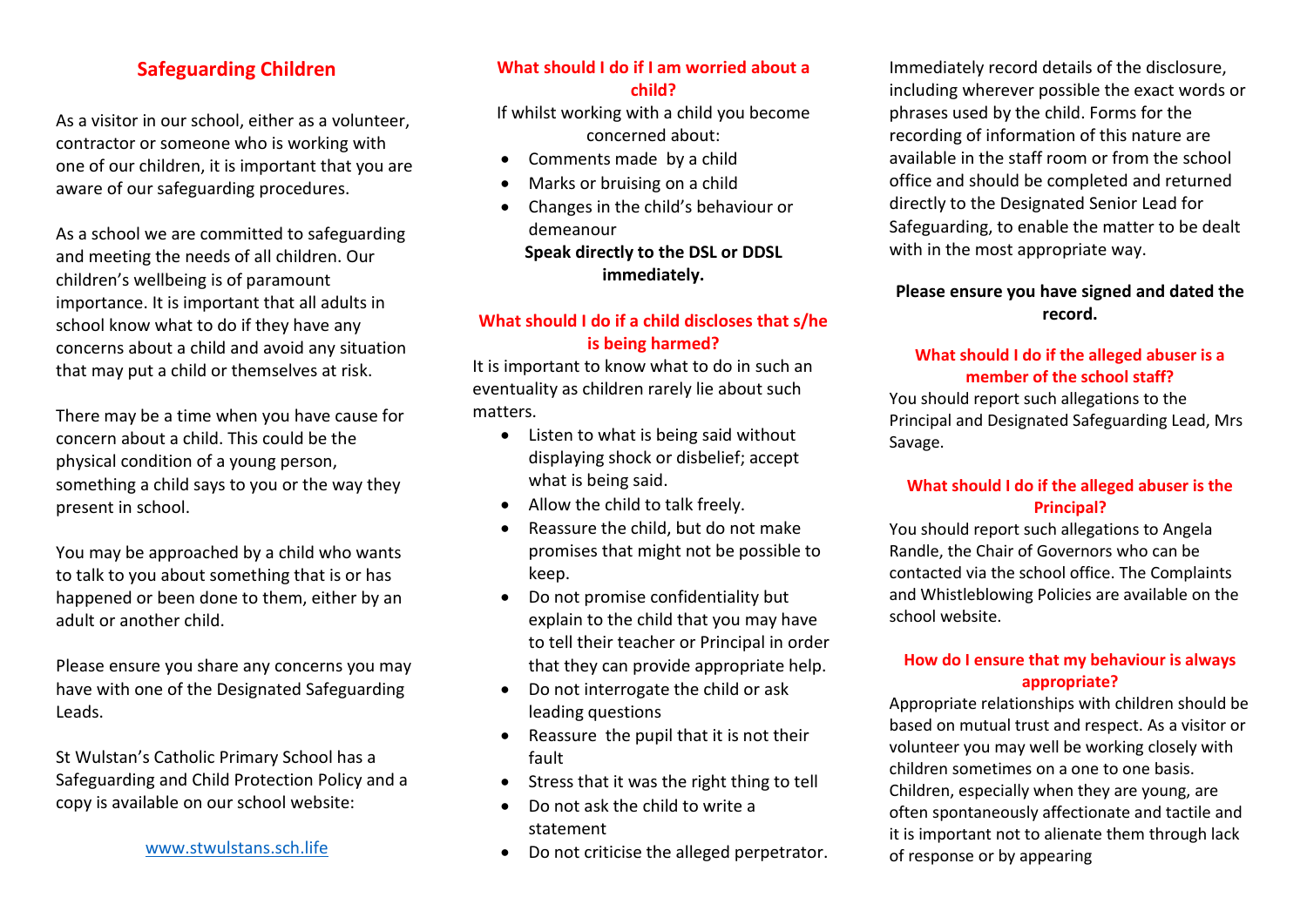## Safeguarding Children

As a visitor in our school, either as a volunteer, contractor or someone who is working with one of our children, it is important that you are aware of our safeguarding procedures.

As a school we are committed to safeguarding and meeting the needs of all children. Our children's wellbeing is of paramount importance. It is important that all adults in school know what to do if they have any concerns about a child and avoid any situation that may put a child or themselves at risk.

There may be a time when you have cause for concern about a child. This could be the physical condition of a young person, something a child says to you or the way they present in school.

You may be approached by a child who wants to talk to you about something that is or has happened or been done to them, either by an adult or another child.

Please ensure you share any concerns you may have with one of the Designated Safeguarding Leads.

St Wulstan's Catholic Primary School has a Safeguarding and Child Protection Policy and a copy is available on our school website:

www.stwulstans.sch.life

### What should I do if I am worried about a child?

If whilst working with a child you become concerned about:

- Comments made by a child
- Marks or bruising on a child
- Changes in the child's behaviour or demeanour

**Speak directly to the DSL or DDSL immediately.**

### What should I do if a child discloses that s/he is being harmed?

It is important to know what to do in such an eventuality as children rarely lie about such matters.

- Listen to what is being said without displaying shock or disbelief; accept what is being said.
- Allow the child to talk freely.
- Reassure the child, but do not make promises that might not be possible to keep.
- Do not promise confidentiality but explain to the child that you may have to tell their teacher or Principal in order that they can provide appropriate help.
- Do not interrogate the child or ask leading questions
- Reassure the pupil that it is not their fault
- Stress that it was the right thing to tell
- Do not ask the child to write a statement
- Do not criticise the alleged perpetrator.

Immediately record details of the disclosure, including wherever possible the exact words or phrases used by the child. Forms for the recording of information of this nature are available in the staff room or from the school office and should be completed and returned directly to the Designated Senior Lead for Safeguarding, to enable the matter to be dealt with in the most appropriate way.

**Please ensure you have signed and dated the record.**

### What should I do if the alleged abuser is a member of the school staff?

You should report such allegations to the Principal and Designated Safeguarding Lead, Mrs Savage.

### What should I do if the alleged abuser is the Principal?

You should report such allegations to Angela Randle, the Chair of Governors who can be contacted via the school office. The Complaints and Whistleblowing Policies are available on the school website.

### How do I ensure that my behaviour is always appropriate?

Appropriate relationships with children should be based on mutual trust and respect. As a visitor or volunteer you may well be working closely with children sometimes on a one to one basis. Children, especially when they are young, are often spontaneously affectionate and tactile and it is important not to alienate them through lack of response or by appearing